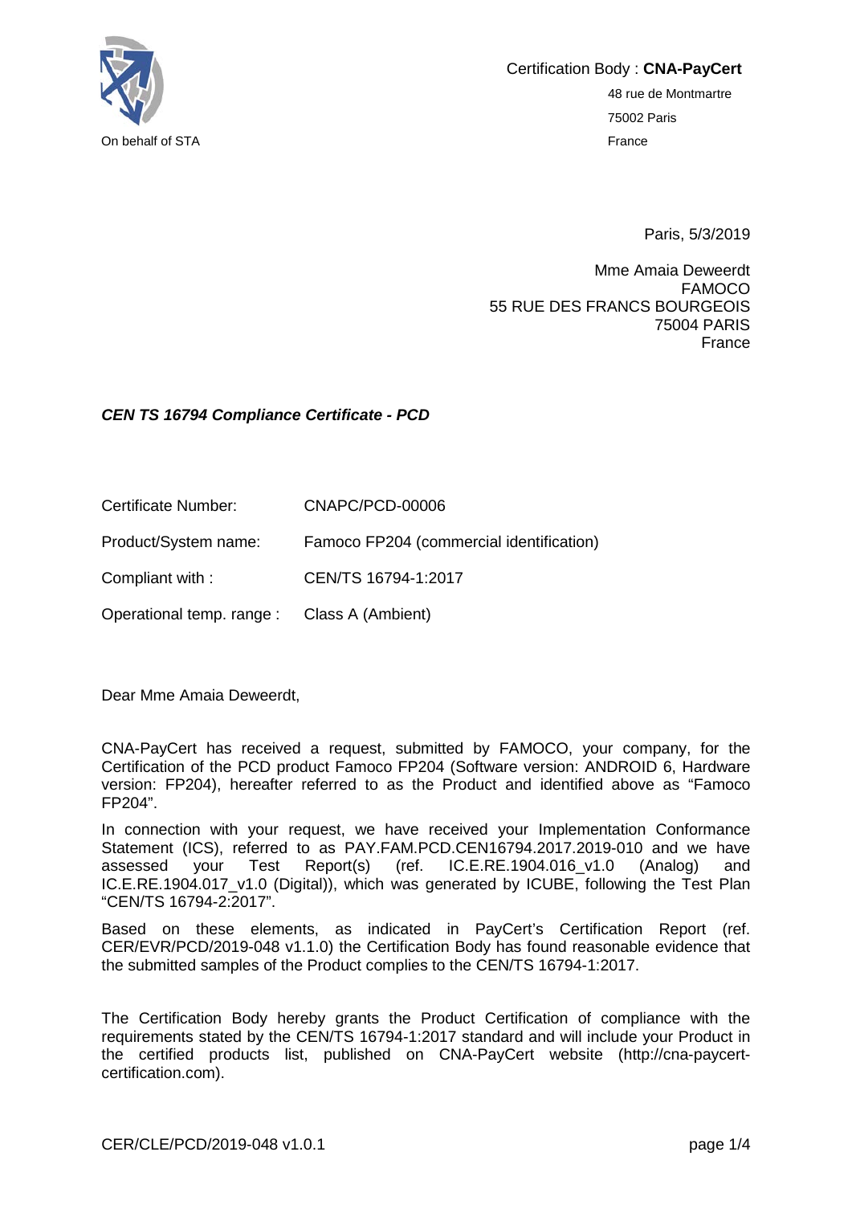On behalf of STA

Certification Body : **CNA-PayCert**

48 rue de Montmartre
75002 Paris
France

Paris, 5/3/2019

Mme Amaia Deweerdt
FAMOCO
55 RUE DES FRANCS BOURGEOIS
75004 PARIS
France

***CEN TS 16794 Compliance Certificate - PCD***

| | |
|---|---|
| Certificate Number: | CNAPC/PCD-00006 |
| Product/System name: | Famoco FP204 (commercial identification) |
| Compliant with : | CEN/TS 16794-1:2017 |
| Operational temp. range : | Class A (Ambient) |

Dear Mme Amaia Deweerdt,

CNA-PayCert has received a request, submitted by FAMOCO, your company, for the Certification of the PCD product Famoco FP204 (Software version: ANDROID 6, Hardware version: FP204), hereafter referred to as the Product and identified above as "Famoco FP204".

In connection with your request, we have received your Implementation Conformance Statement (ICS), referred to as PAY.FAM.PCD.CEN16794.2017.2019-010 and we have assessed your Test Report(s) (ref. IC.E.RE.1904.016_v1.0 (Analog) and IC.E.RE.1904.017_v1.0 (Digital)), which was generated by ICUBE, following the Test Plan "CEN/TS 16794-2:2017".

Based on these elements, as indicated in PayCert's Certification Report (ref. CER/EVR/PCD/2019-048 v1.1.0) the Certification Body has found reasonable evidence that the submitted samples of the Product complies to the CEN/TS 16794-1:2017.

The Certification Body hereby grants the Product Certification of compliance with the requirements stated by the CEN/TS 16794-1:2017 standard and will include your Product in the certified products list, published on CNA-PayCert website (http://cna-paycert-certification.com).

CER/CLE/PCD/2019-048 v1.0.1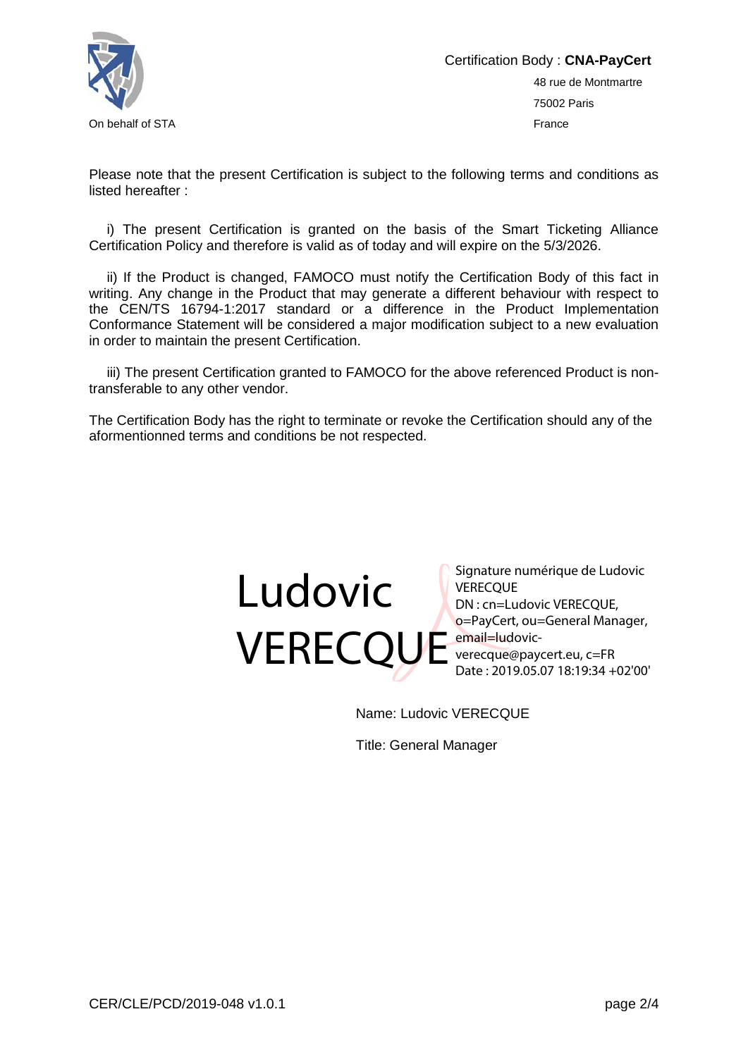On behalf of STA

Certification Body : **CNA-PayCert**

48 rue de Montmartre

75002 Paris

France

Please note that the present Certification is subject to the following terms and conditions as listed hereafter :

i) The present Certification is granted on the basis of the Smart Ticketing Alliance Certification Policy and therefore is valid as of today and will expire on the 5/3/2026.

ii) If the Product is changed, FAMOCO must notify the Certification Body of this fact in writing. Any change in the Product that may generate a different behaviour with respect to the CEN/TS 16794-1:2017 standard or a difference in the Product Implementation Conformance Statement will be considered a major modification subject to a new evaluation in order to maintain the present Certification.

iii) The present Certification granted to FAMOCO for the above referenced Product is non-transferable to any other vendor.

The Certification Body has the right to terminate or revoke the Certification should any of the aformentionned terms and conditions be not respected.

Ludovic VERECQUE

Signature numérique de Ludovic VERECQUE
DN : cn=Ludovic VERECQUE, o=PayCert, ou=General Manager, email=ludovic-verecque@paycert.eu, c=FR
Date : 2019.05.07 18:19:34 +02'00'

Name: Ludovic VERECQUE

Title: General Manager

CER/CLE/PCD/2019-048 v1.0.1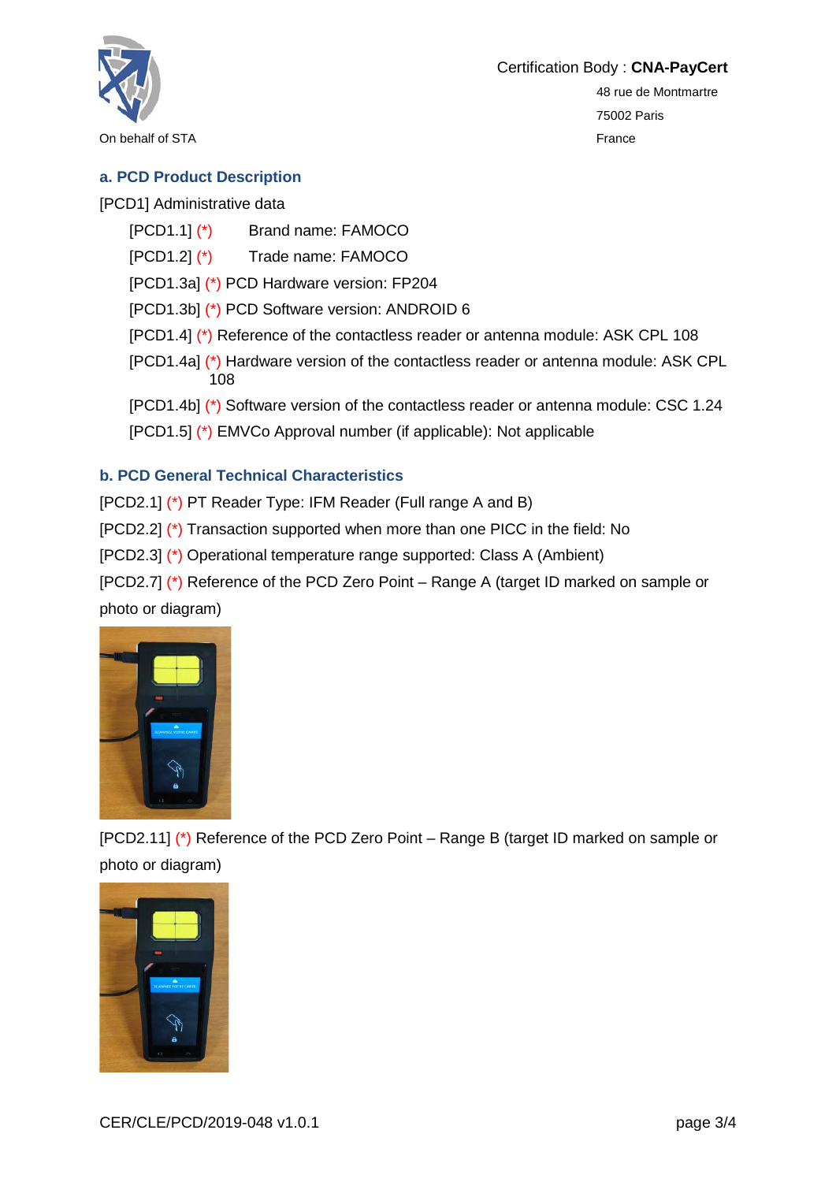On behalf of STA

Certification Body : **CNA-PayCert**
48 rue de Montmartre
75002 Paris
France

### a. PCD Product Description

[PCD1] Administrative data

- [PCD1.1] (*) Brand name: FAMOCO
- [PCD1.2] (*) Trade name: FAMOCO
- [PCD1.3a] (*) PCD Hardware version: FP204
- [PCD1.3b] (*) PCD Software version: ANDROID 6
- [PCD1.4] (*) Reference of the contactless reader or antenna module: ASK CPL 108
- [PCD1.4a] (*) Hardware version of the contactless reader or antenna module: ASK CPL 108
- [PCD1.4b] (*) Software version of the contactless reader or antenna module: CSC 1.24
- [PCD1.5] (*) EMVCo Approval number (if applicable): Not applicable

### b. PCD General Technical Characteristics

[PCD2.1] (*) PT Reader Type: IFM Reader (Full range A and B)

[PCD2.2] (*) Transaction supported when more than one PICC in the field: No

[PCD2.3] (*) Operational temperature range supported: Class A (Ambient)

[PCD2.7] (*) Reference of the PCD Zero Point – Range A (target ID marked on sample or photo or diagram)

[PCD2.11] (*) Reference of the PCD Zero Point – Range B (target ID marked on sample or photo or diagram)

CER/CLE/PCD/2019-048 v1.0.1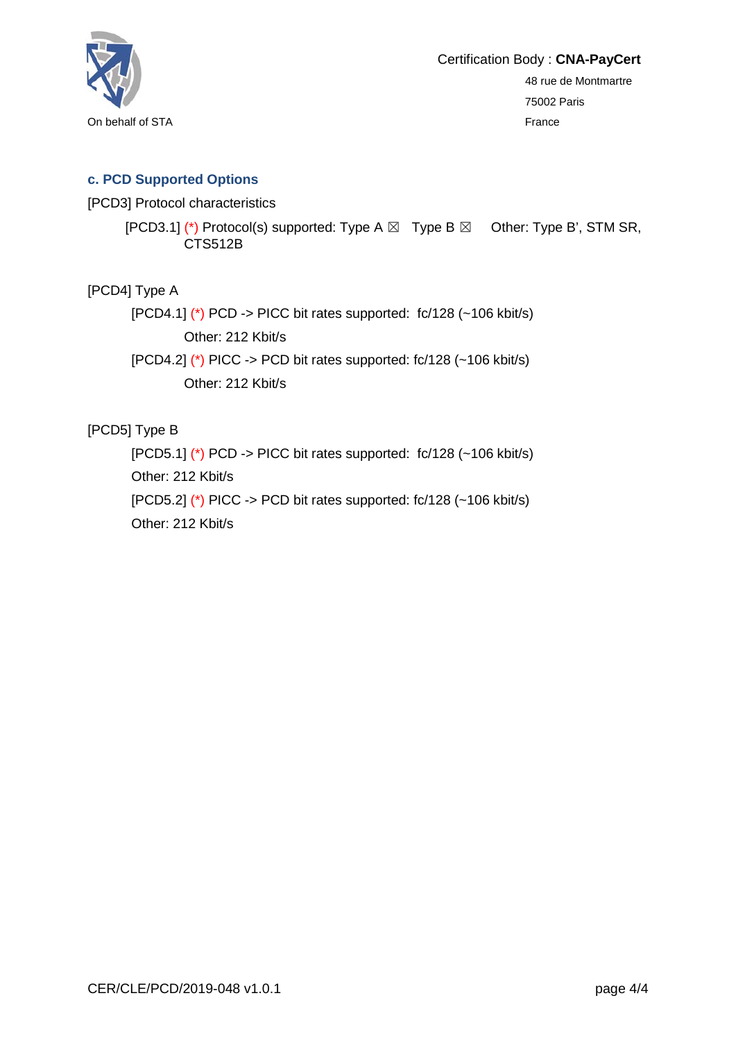On behalf of STA

Certification Body : **CNA-PayCert**

48 rue de Montmartre

75002 Paris

France

### c. PCD Supported Options

[PCD3] Protocol characteristics

[PCD3.1] (*) Protocol(s) supported: Type A ☒ Type B ☒ Other: Type B', STM SR, CTS512B

[PCD4] Type A

[PCD4.1] (*) PCD -> PICC bit rates supported: fc/128 (~106 kbit/s)

Other: 212 Kbit/s

[PCD4.2] (*) PICC -> PCD bit rates supported: fc/128 (~106 kbit/s)

Other: 212 Kbit/s

[PCD5] Type B

[PCD5.1] (*) PCD -> PICC bit rates supported: fc/128 (~106 kbit/s)

Other: 212 Kbit/s

[PCD5.2] (*) PICC -> PCD bit rates supported: fc/128 (~106 kbit/s)

Other: 212 Kbit/s

CER/CLE/PCD/2019-048 v1.0.1